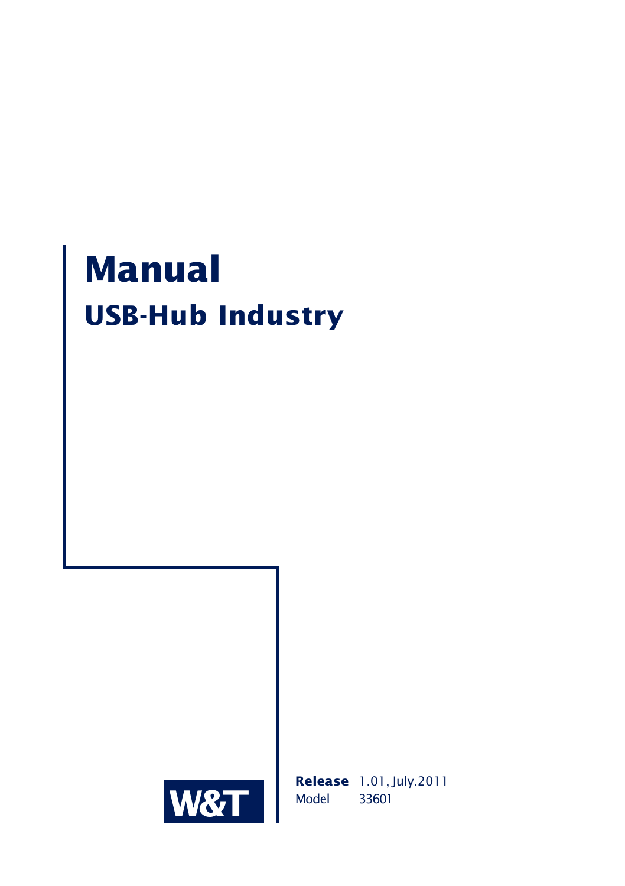# Manual

## USB-Hub Industry

W&T

**Release** 1.01, July.2011
Model 33601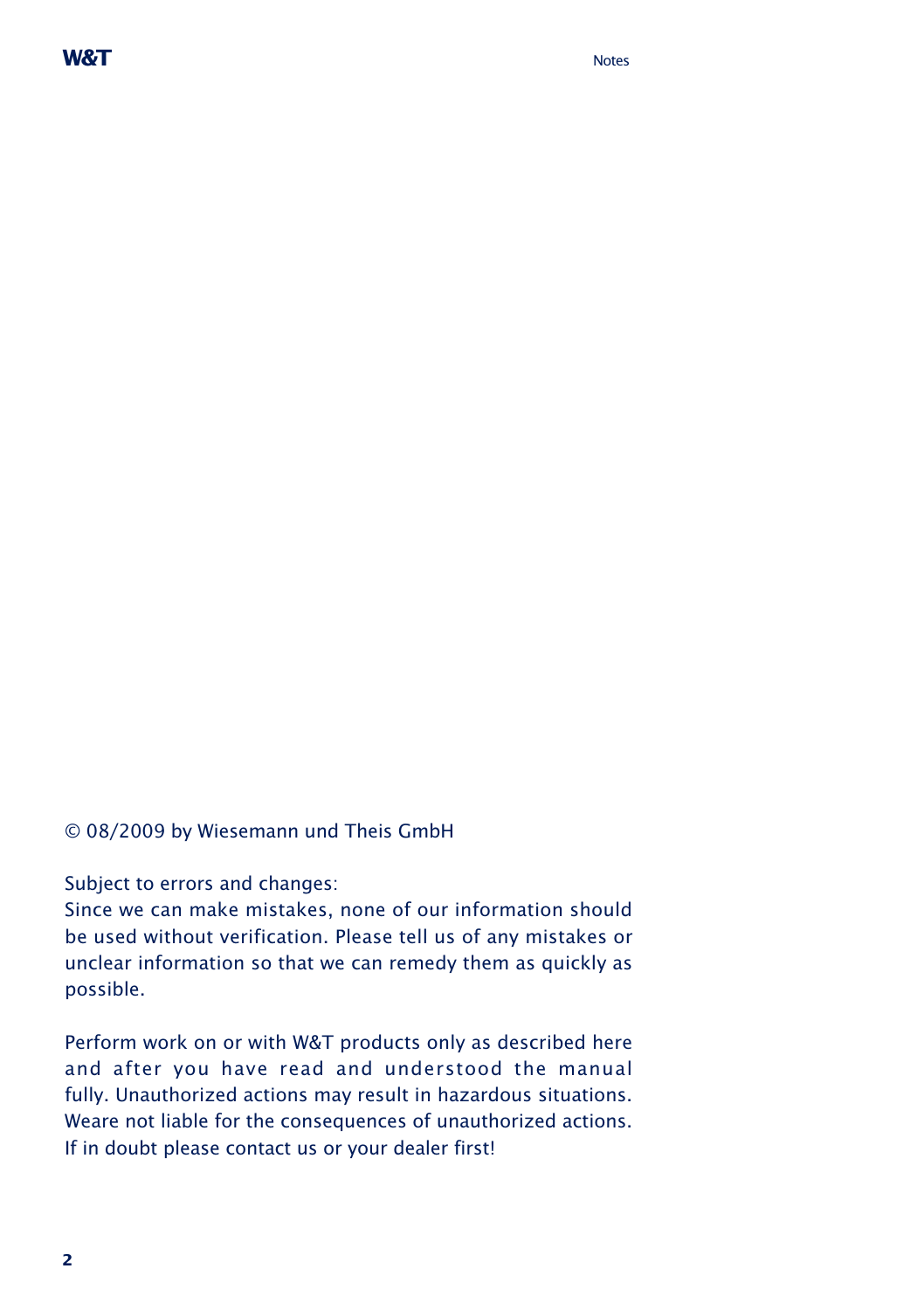© 08/2009 by Wiesemann und Theis GmbH

Subject to errors and changes:
Since we can make mistakes, none of our information should be used without verification. Please tell us of any mistakes or unclear information so that we can remedy them as quickly as possible.

Perform work on or with W&T products only as described here and after you have read and understood the manual fully. Unauthorized actions may result in hazardous situations. Weare not liable for the consequences of unauthorized actions. If in doubt please contact us or your dealer first!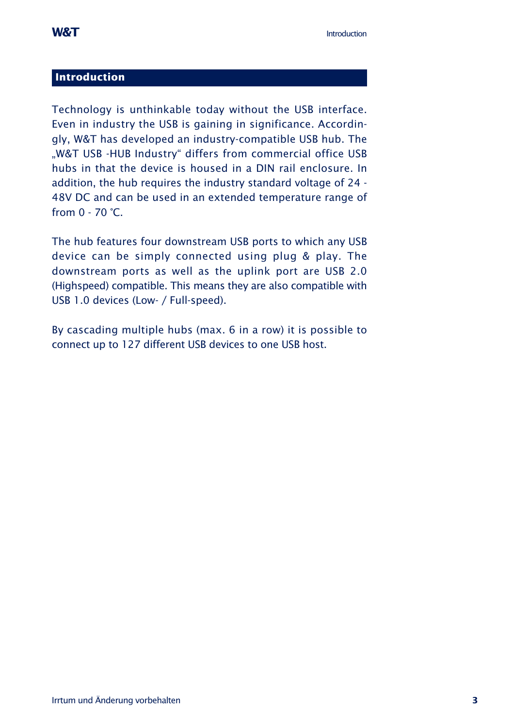# Introduction

Technology is unthinkable today without the USB interface. Even in industry the USB is gaining in significance. Accordingly, W&T has developed an industry-compatible USB hub. The „W&T USB -HUB Industry“ differs from commercial office USB hubs in that the device is housed in a DIN rail enclosure. In addition, the hub requires the industry standard voltage of 24 - 48V DC and can be used in an extended temperature range of from 0 - 70 °C.

The hub features four downstream USB ports to which any USB device can be simply connected using plug & play. The downstream ports as well as the uplink port are USB 2.0 (Highspeed) compatible. This means they are also compatible with USB 1.0 devices (Low- / Full-speed).

By cascading multiple hubs (max. 6 in a row) it is possible to connect up to 127 different USB devices to one USB host.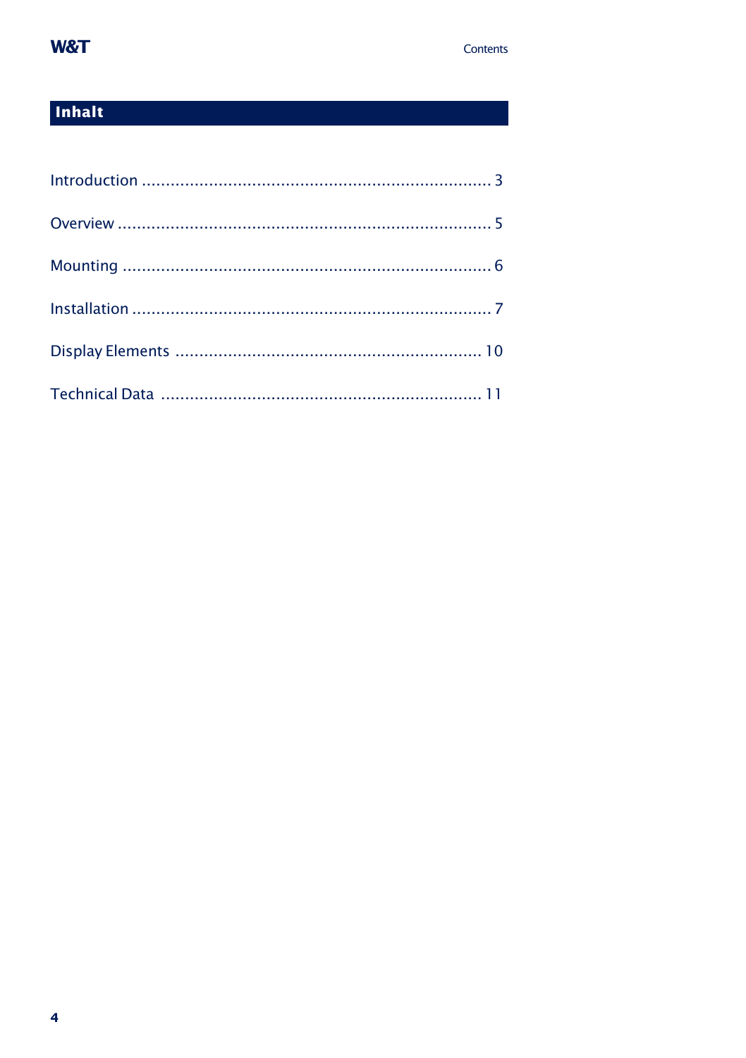# Inhalt

Introduction ........................................................................ 3

Overview ............................................................................ 5

Mounting ............................................................................ 6

Installation ......................................................................... 7

Display Elements ............................................................... 10

Technical Data .................................................................. 11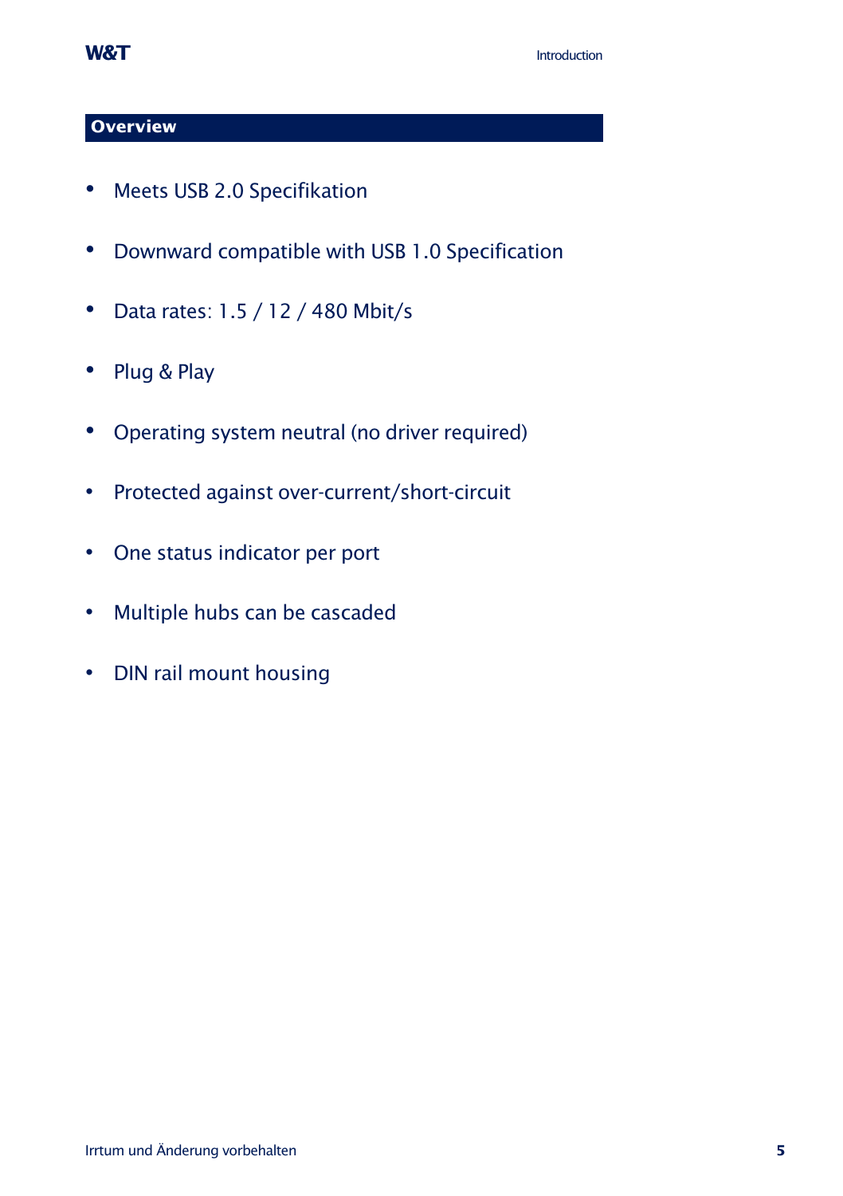## Overview

- Meets USB 2.0 Specifikation
- Downward compatible with USB 1.0 Specification
- Data rates: 1.5 / 12 / 480 Mbit/s
- Plug & Play
- Operating system neutral (no driver required)
- Protected against over-current/short-circuit
- One status indicator per port
- Multiple hubs can be cascaded
- DIN rail mount housing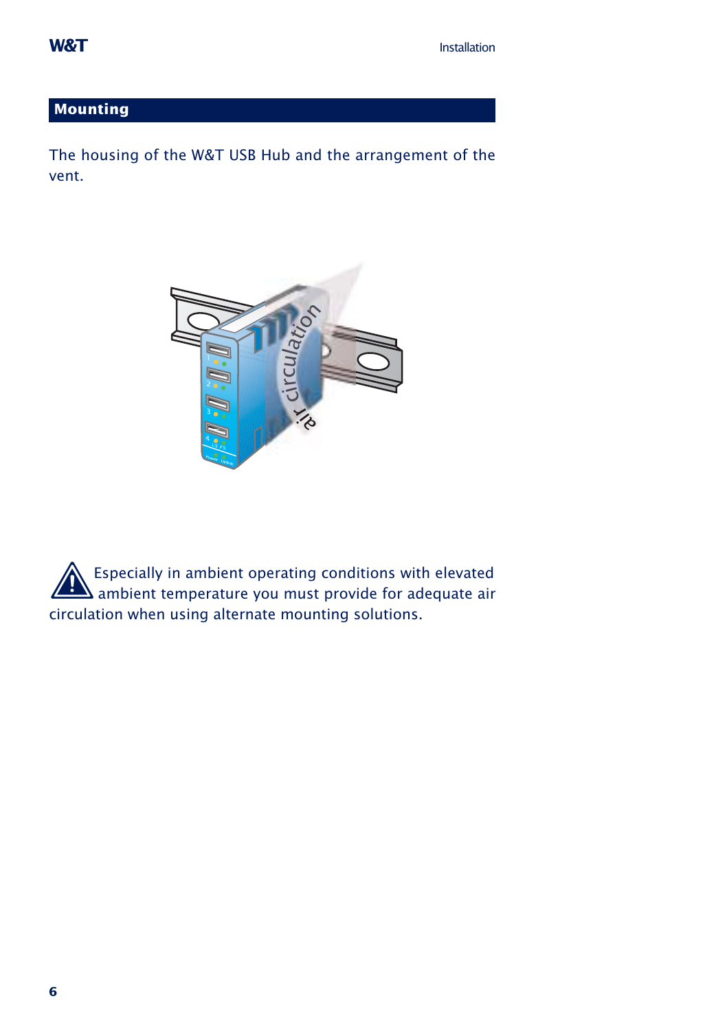## Mounting

The housing of the W&T USB Hub and the arrangement of the vent.

Especially in ambient operating conditions with elevated ambient temperature you must provide for adequate air circulation when using alternate mounting solutions.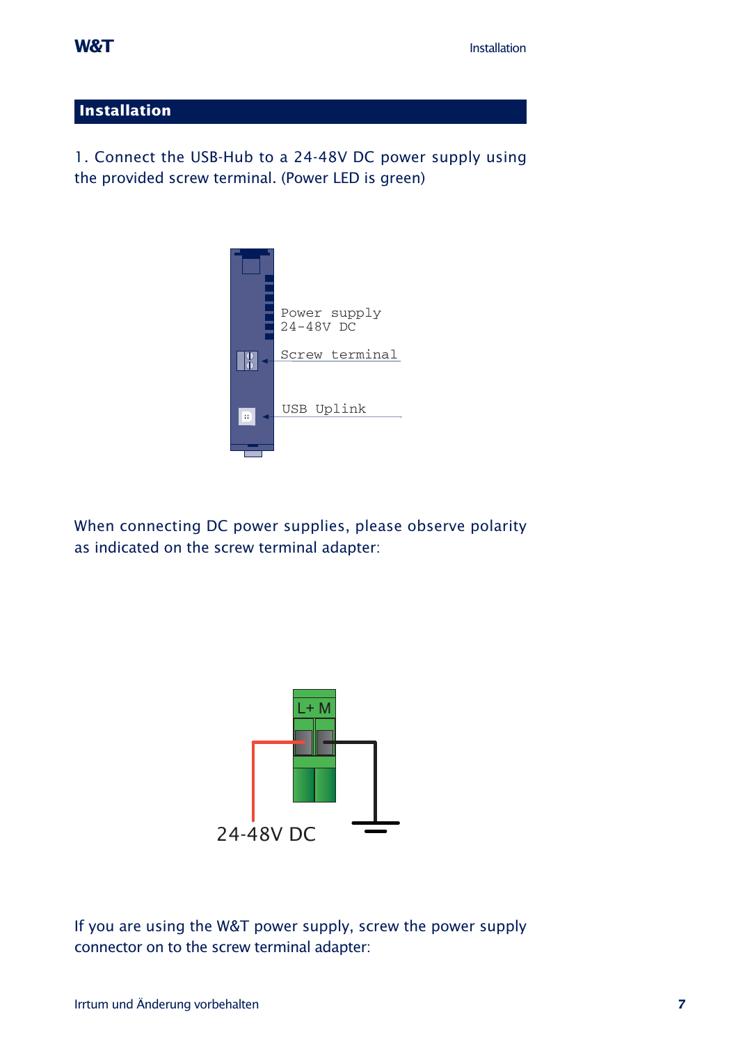## Installation

1. Connect the USB-Hub to a 24-48V DC power supply using the provided screw terminal. (Power LED is green)

Power supply
24-48V DC

Screw terminal

USB Uplink

When connecting DC power supplies, please observe polarity as indicated on the screw terminal adapter:

L+ M

24-48V DC

If you are using the W&T power supply, screw the power supply connector on to the screw terminal adapter: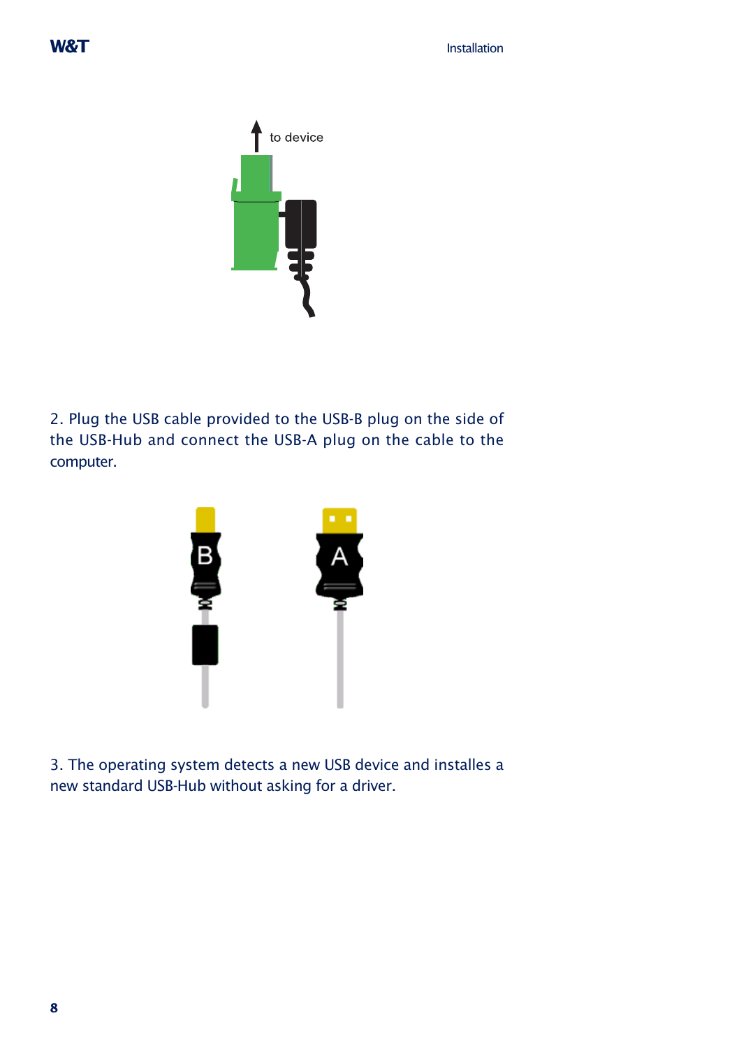to device

2. Plug the USB cable provided to the USB-B plug on the side of the USB-Hub and connect the USB-A plug on the cable to the computer.

3. The operating system detects a new USB device and installes a new standard USB-Hub without asking for a driver.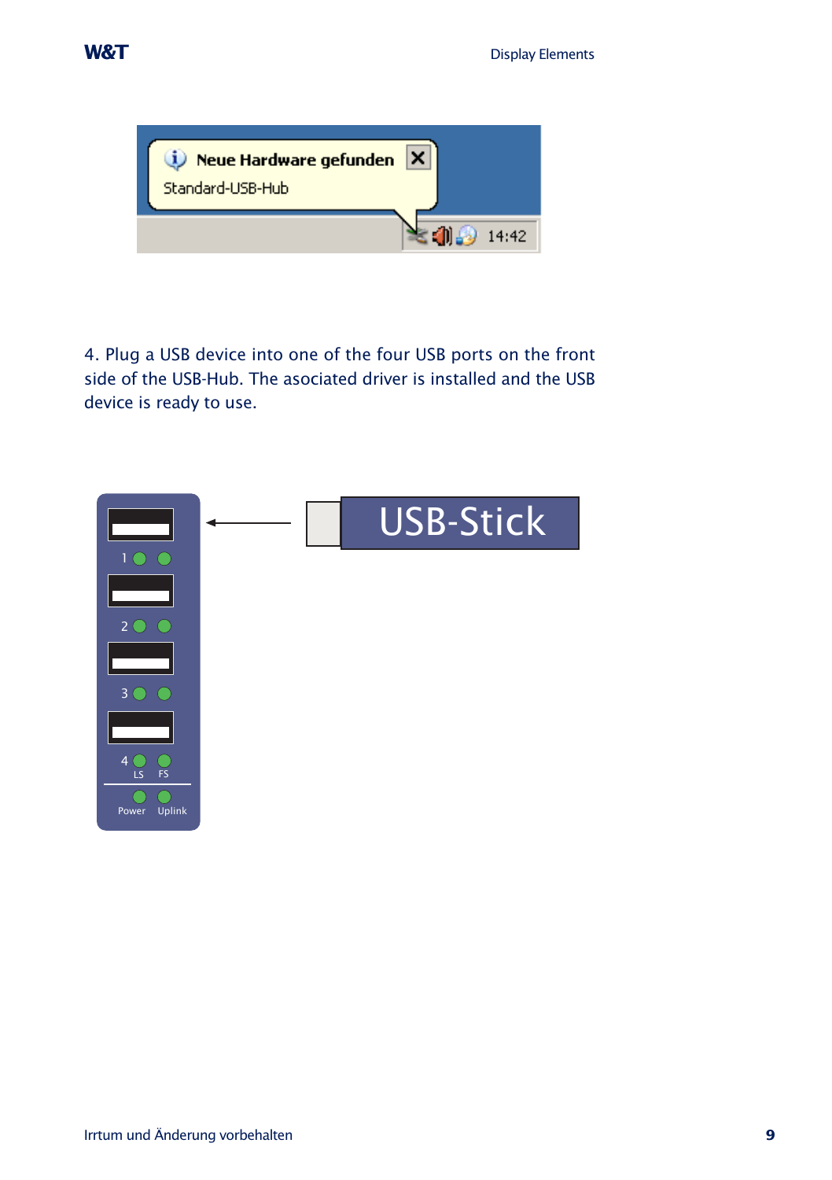4. Plug a USB device into one of the four USB ports on the front side of the USB-Hub. The asociated driver is installed and the USB device is ready to use.

Irrtum und Änderung vorbehalten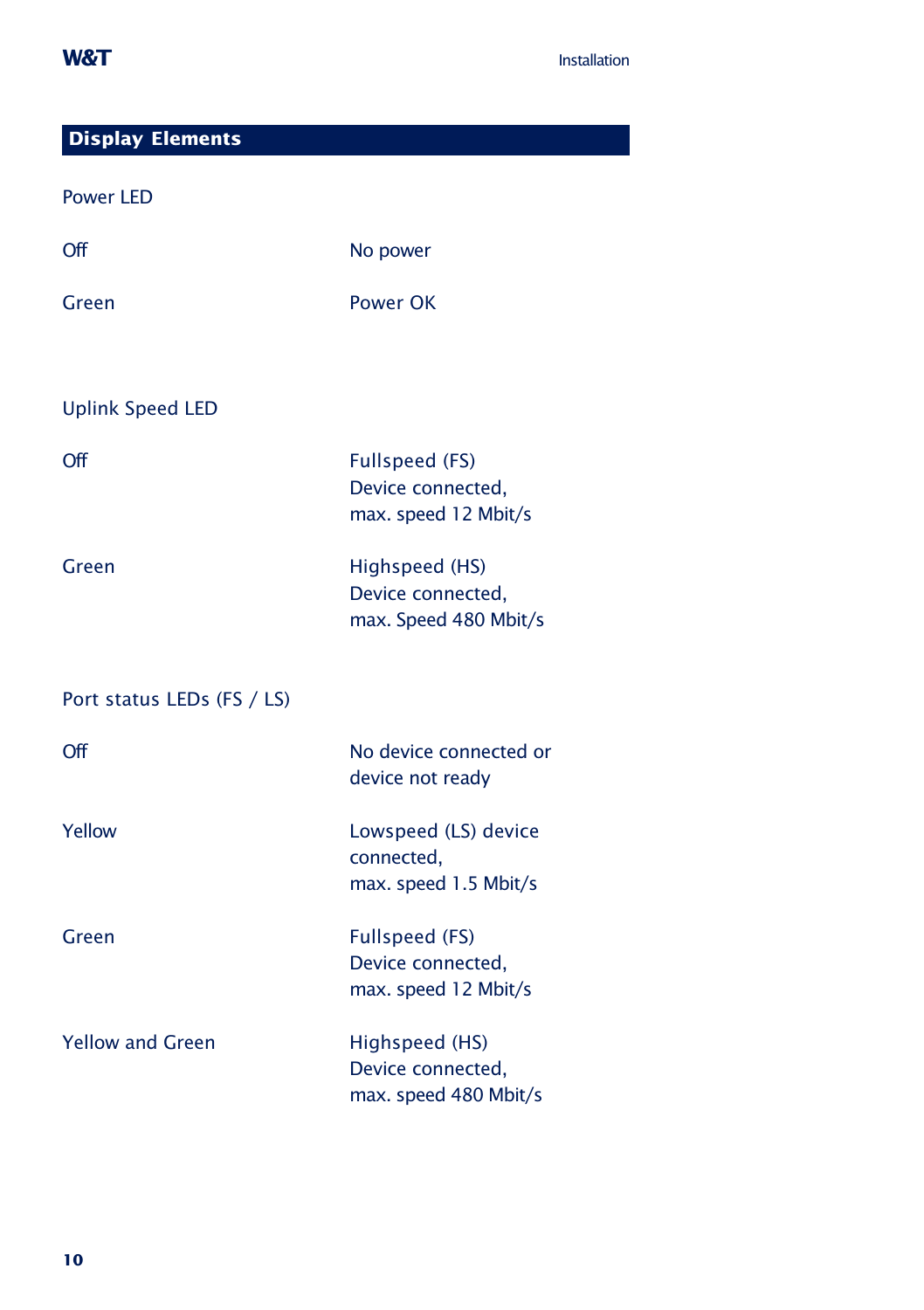## Display Elements

Power LED

| | |
|---|---|
| Off | No power |
| Green | Power OK |

Uplink Speed LED

| | |
|---|---|
| Off | Fullspeed (FS)<br>Device connected,<br>max. speed 12 Mbit/s |
| Green | Highspeed (HS)<br>Device connected,<br>max. Speed 480 Mbit/s |

Port status LEDs (FS / LS)

| | |
|---|---|
| Off | No device connected or device not ready |
| Yellow | Lowspeed (LS) device connected,<br>max. speed 1.5 Mbit/s |
| Green | Fullspeed (FS)<br>Device connected,<br>max. speed 12 Mbit/s |
| Yellow and Green | Highspeed (HS)<br>Device connected,<br>max. speed 480 Mbit/s |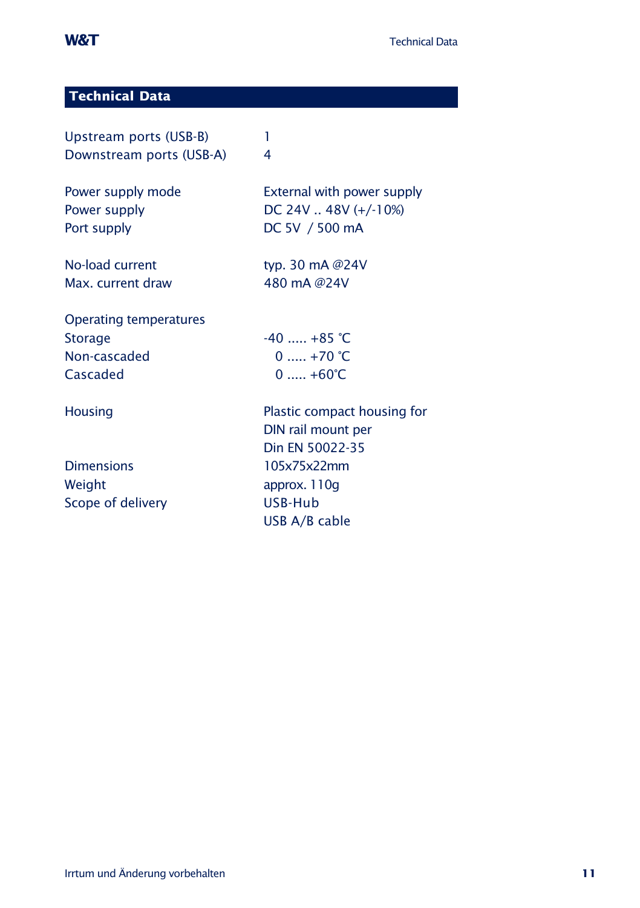## Technical Data

| | |
|---|---|
| Upstream ports (USB-B) | 1 |
| Downstream ports (USB-A) | 4 |
| | |
| Power supply mode | External with power supply |
| Power supply | DC 24V .. 48V (+/-10%) |
| Port supply | DC 5V / 500 mA |
| | |
| No-load current | typ. 30 mA @24V |
| Max. current draw | 480 mA @24V |
| | |
| Operating temperatures | |
| Storage | -40 ..... +85 °C |
| Non-cascaded | 0 ..... +70 °C |
| Cascaded | 0 ..... +60°C |
| | |
| Housing | Plastic compact housing for DIN rail mount per Din EN 50022-35 |
| Dimensions | 105x75x22mm |
| Weight | approx. 110g |
| Scope of delivery | USB-Hub<br>USB A/B cable |

Irrtum und Änderung vorbehalten